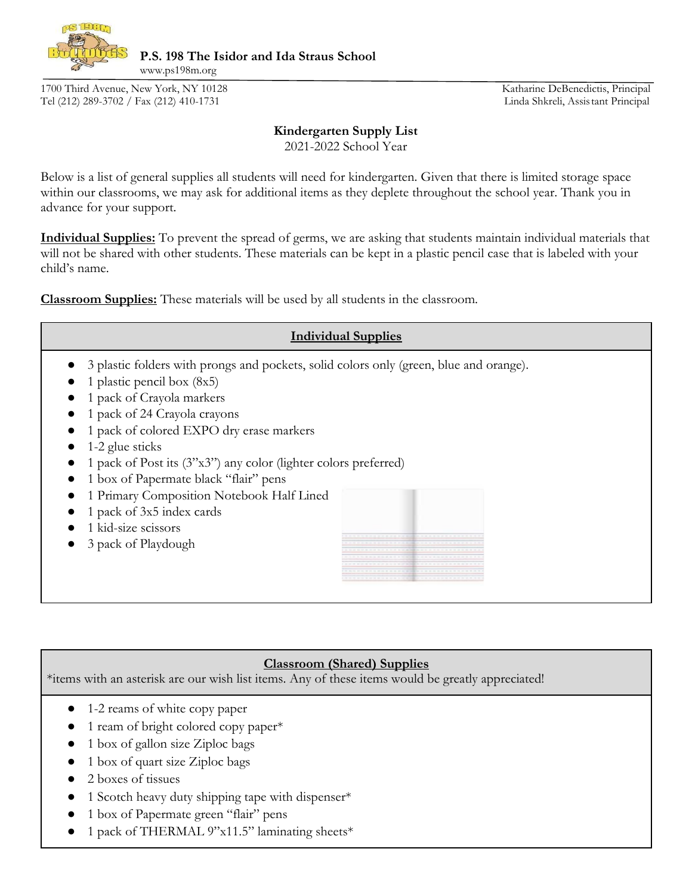**P.S. 198 The Isidor and Ida Straus School**
www.ps198m.org

1700 Third Avenue, New York, NY 10128
Tel (212) 289-3702 / Fax (212) 410-1731

Katharine DeBenedictis, Principal
Linda Shkreli, Assistant Principal

# Kindergarten Supply List

2021-2022 School Year

Below is a list of general supplies all students will need for kindergarten. Given that there is limited storage space within our classrooms, we may ask for additional items as they deplete throughout the school year. Thank you in advance for your support.

**Individual Supplies:** To prevent the spread of germs, we are asking that students maintain individual materials that will not be shared with other students. These materials can be kept in a plastic pencil case that is labeled with your child's name.

**Classroom Supplies:** These materials will be used by all students in the classroom.

## Individual Supplies

- 3 plastic folders with prongs and pockets, solid colors only (green, blue and orange).
- 1 plastic pencil box (8x5)
- 1 pack of Crayola markers
- 1 pack of 24 Crayola crayons
- 1 pack of colored EXPO dry erase markers
- 1-2 glue sticks
- 1 pack of Post its (3"x3") any color (lighter colors preferred)
- 1 box of Papermate black "flair" pens
- 1 Primary Composition Notebook Half Lined
- 1 pack of 3x5 index cards
- 1 kid-size scissors
- 3 pack of Playdough

## Classroom (Shared) Supplies

*items with an asterisk are our wish list items. Any of these items would be greatly appreciated!

- 1-2 reams of white copy paper
- 1 ream of bright colored copy paper*
- 1 box of gallon size Ziploc bags
- 1 box of quart size Ziploc bags
- 2 boxes of tissues
- 1 Scotch heavy duty shipping tape with dispenser*
- 1 box of Papermate green "flair" pens
- 1 pack of THERMAL 9"x11.5" laminating sheets*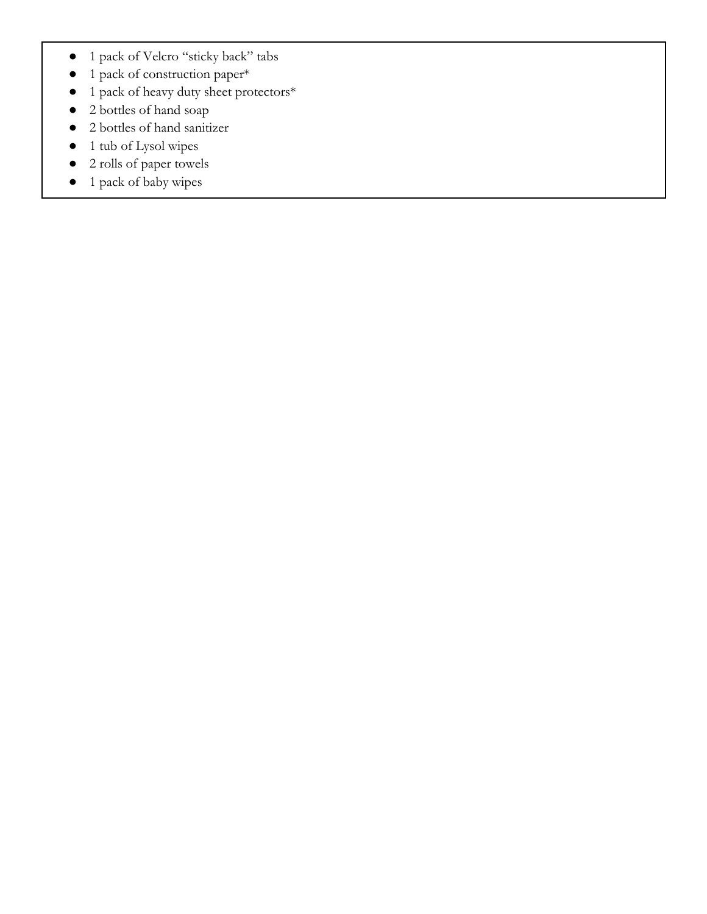- 1 pack of Velcro "sticky back" tabs
- 1 pack of construction paper*
- 1 pack of heavy duty sheet protectors*
- 2 bottles of hand soap
- 2 bottles of hand sanitizer
- 1 tub of Lysol wipes
- 2 rolls of paper towels
- 1 pack of baby wipes